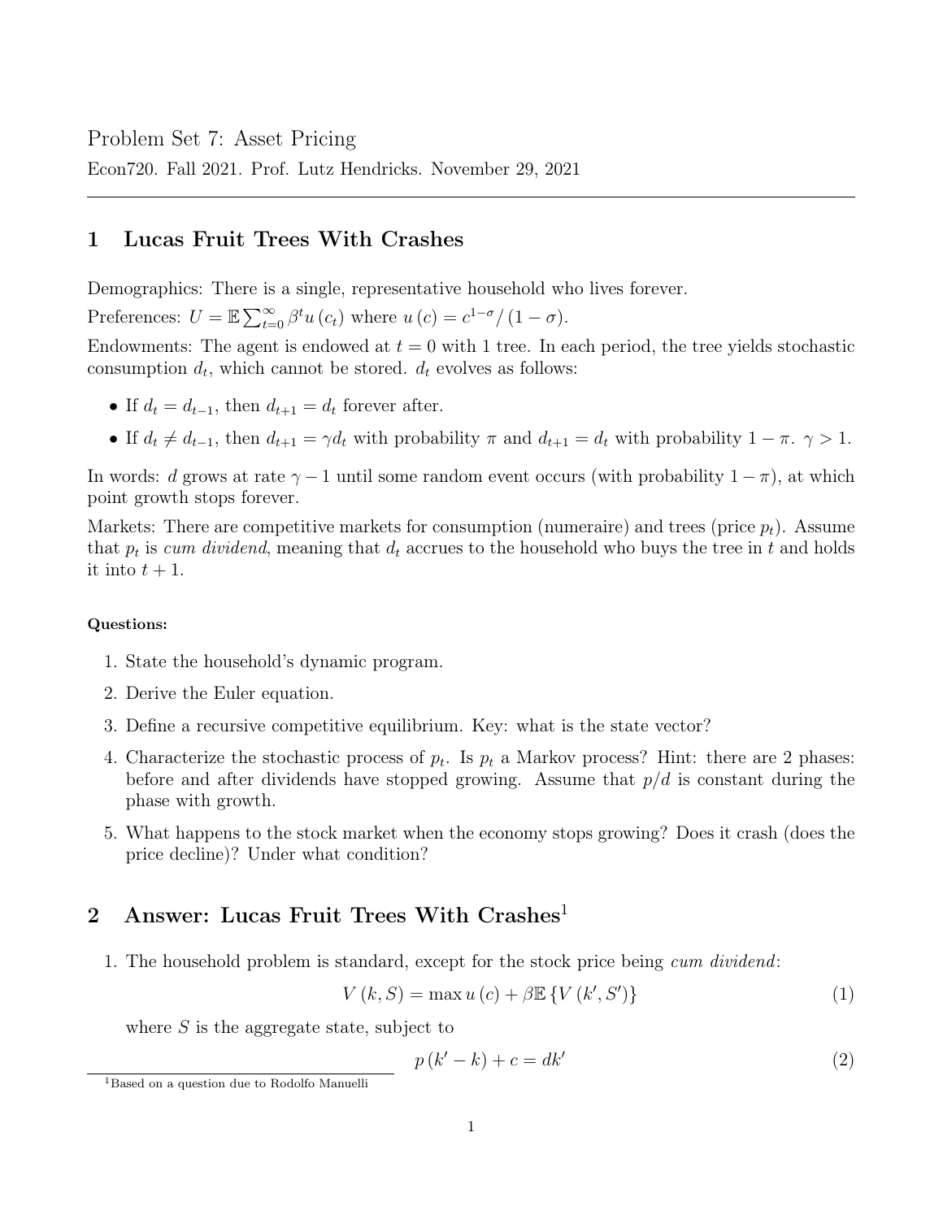Problem Set 7: Asset Pricing

Econ720. Fall 2021. Prof. Lutz Hendricks. November 29, 2021

---

## 1 Lucas Fruit Trees With Crashes

Demographics: There is a single, representative household who lives forever.

Preferences: $U = \mathbb{E}\sum_{t=0}^{\infty}\beta^t u(c_t)$ where $u(c) = c^{1-\sigma}/(1-\sigma)$.

Endowments: The agent is endowed at $t = 0$ with 1 tree. In each period, the tree yields stochastic consumption $d_t$, which cannot be stored. $d_t$ evolves as follows:

- If $d_t = d_{t-1}$, then $d_{t+1} = d_t$ forever after.
- If $d_t \neq d_{t-1}$, then $d_{t+1} = \gamma d_t$ with probability $\pi$ and $d_{t+1} = d_t$ with probability $1 - \pi$. $\gamma > 1$.

In words: $d$ grows at rate $\gamma - 1$ until some random event occurs (with probability $1 - \pi$), at which point growth stops forever.

Markets: There are competitive markets for consumption (numeraire) and trees (price $p_t$). Assume that $p_t$ is *cum dividend*, meaning that $d_t$ accrues to the household who buys the tree in $t$ and holds it into $t + 1$.

**Questions:**

1. State the household's dynamic program.
2. Derive the Euler equation.
3. Define a recursive competitive equilibrium. Key: what is the state vector?
4. Characterize the stochastic process of $p_t$. Is $p_t$ a Markov process? Hint: there are 2 phases: before and after dividends have stopped growing. Assume that $p/d$ is constant during the phase with growth.
5. What happens to the stock market when the economy stops growing? Does it crash (does the price decline)? Under what condition?

## 2 Answer: Lucas Fruit Trees With Crashes[1]

1. The household problem is standard, except for the stock price being *cum dividend*:

$$V(k, S) = \max u(c) + \beta\mathbb{E}\{V(k', S')\} \tag{1}$$

where $S$ is the aggregate state, subject to

$$p(k' - k) + c = dk' \tag{2}$$

[1] Based on a question due to Rodolfo Manuelli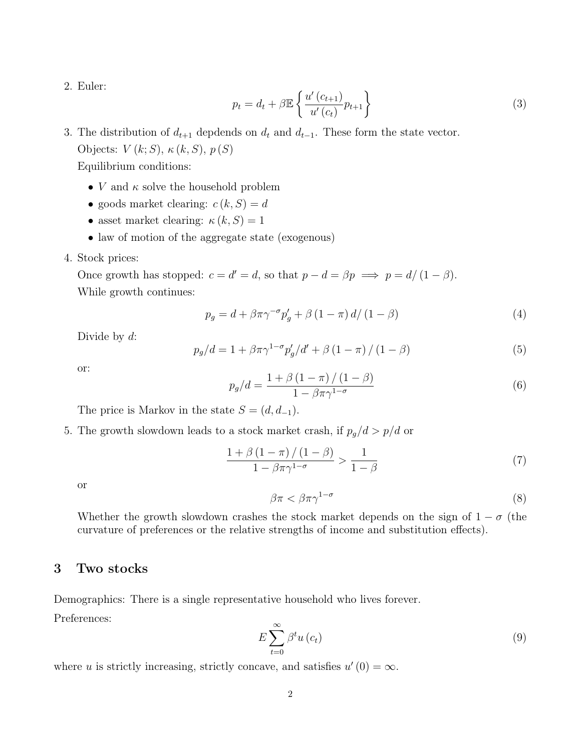2. Euler:

$$p_t = d_t + \beta \mathbb{E} \left\{ \frac{u'(c_{t+1})}{u'(c_t)} p_{t+1} \right\} \tag{3}$$

3. The distribution of $d_{t+1}$ depdends on $d_t$ and $d_{t-1}$. These form the state vector.

   Objects: $V(k; S)$, $\kappa(k, S)$, $p(S)$

   Equilibrium conditions:

   - $V$ and $\kappa$ solve the household problem
   - goods market clearing: $c(k, S) = d$
   - asset market clearing: $\kappa(k, S) = 1$
   - law of motion of the aggregate state (exogenous)

4. Stock prices:

   Once growth has stopped: $c = d' = d$, so that $p - d = \beta p \implies p = d/(1-\beta)$.

   While growth continues:

$$p_g = d + \beta \pi \gamma^{-\sigma} p_g' + \beta (1-\pi) d/(1-\beta) \tag{4}$$

   Divide by $d$:

$$p_g/d = 1 + \beta \pi \gamma^{1-\sigma} p_g'/d' + \beta(1-\pi)/(1-\beta) \tag{5}$$

   or:

$$p_g/d = \frac{1 + \beta(1-\pi)/(1-\beta)}{1 - \beta \pi \gamma^{1-\sigma}} \tag{6}$$

   The price is Markov in the state $S = (d, d_{-1})$.

5. The growth slowdown leads to a stock market crash, if $p_g/d > p/d$ or

$$\frac{1 + \beta(1-\pi)/(1-\beta)}{1 - \beta \pi \gamma^{1-\sigma}} > \frac{1}{1-\beta} \tag{7}$$

   or

$$\beta \pi < \beta \pi \gamma^{1-\sigma} \tag{8}$$

   Whether the growth slowdown crashes the stock market depends on the sign of $1 - \sigma$ (the curvature of preferences or the relative strengths of income and substitution effects).

## 3 Two stocks

Demographics: There is a single representative household who lives forever.

Preferences:

$$E \sum_{t=0}^{\infty} \beta^t u(c_t) \tag{9}$$

where $u$ is strictly increasing, strictly concave, and satisfies $u'(0) = \infty$.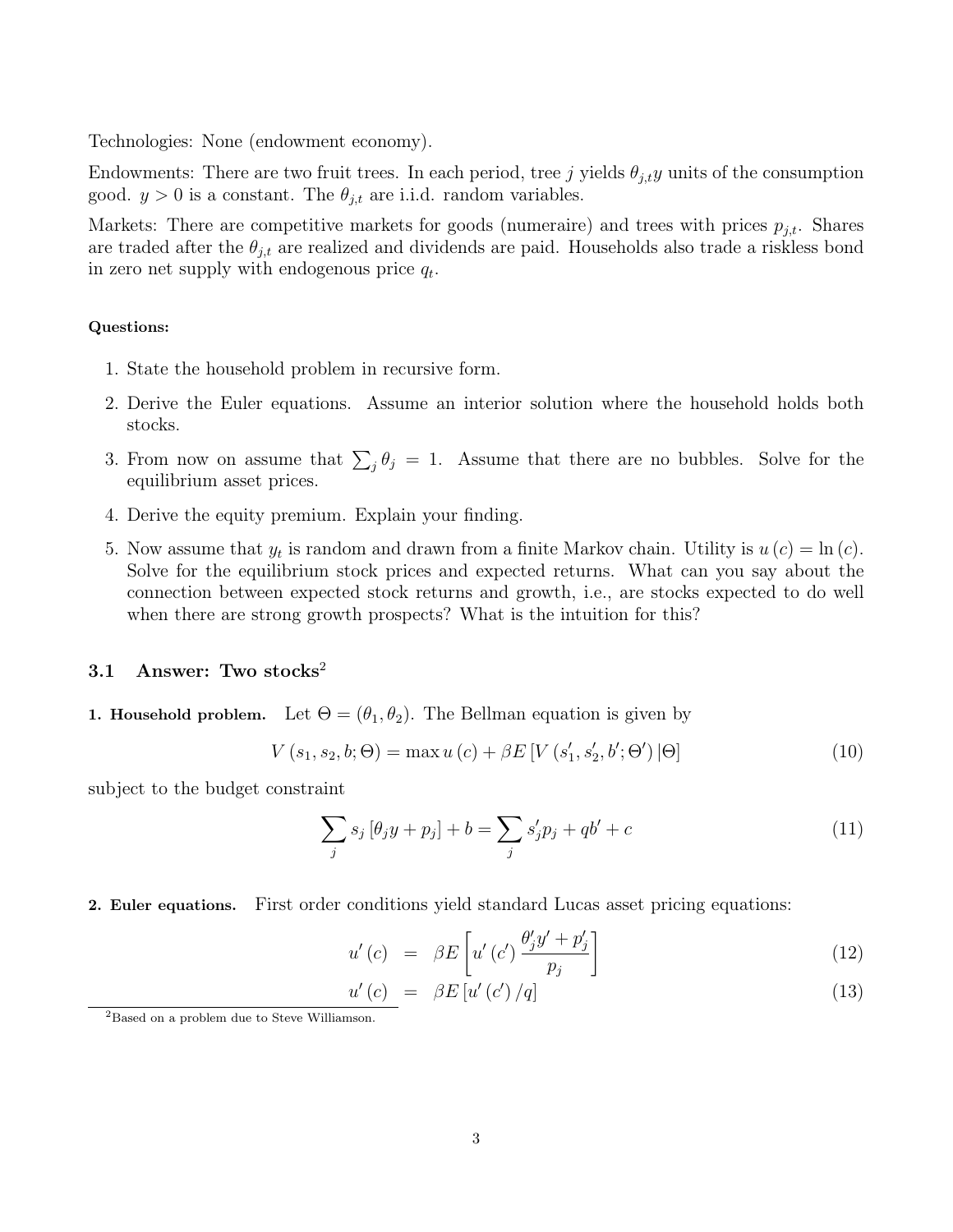Technologies: None (endowment economy).

Endowments: There are two fruit trees. In each period, tree $j$ yields $\theta_{j,t} y$ units of the consumption good. $y > 0$ is a constant. The $\theta_{j,t}$ are i.i.d. random variables.

Markets: There are competitive markets for goods (numeraire) and trees with prices $p_{j,t}$. Shares are traded after the $\theta_{j,t}$ are realized and dividends are paid. Households also trade a riskless bond in zero net supply with endogenous price $q_t$.

**Questions:**

1. State the household problem in recursive form.
2. Derive the Euler equations. Assume an interior solution where the household holds both stocks.
3. From now on assume that $\sum_j \theta_j = 1$. Assume that there are no bubbles. Solve for the equilibrium asset prices.
4. Derive the equity premium. Explain your finding.
5. Now assume that $y_t$ is random and drawn from a finite Markov chain. Utility is $u(c) = \ln(c)$. Solve for the equilibrium stock prices and expected returns. What can you say about the connection between expected stock returns and growth, i.e., are stocks expected to do well when there are strong growth prospects? What is the intuition for this?

### 3.1 Answer: Two stocks[2]

**1. Household problem.** Let $\Theta = (\theta_1, \theta_2)$. The Bellman equation is given by

$$V(s_1, s_2, b; \Theta) = \max u(c) + \beta E\left[V(s_1', s_2', b'; \Theta') | \Theta\right] \tag{10}$$

subject to the budget constraint

$$\sum_j s_j [\theta_j y + p_j] + b = \sum_j s_j' p_j + q b' + c \tag{11}$$

**2. Euler equations.** First order conditions yield standard Lucas asset pricing equations:

$$u'(c) = \beta E\left[u'(c') \frac{\theta_j' y' + p_j'}{p_j}\right] \tag{12}$$

$$u'(c) = \beta E\left[u'(c') / q\right] \tag{13}$$

[2] Based on a problem due to Steve Williamson.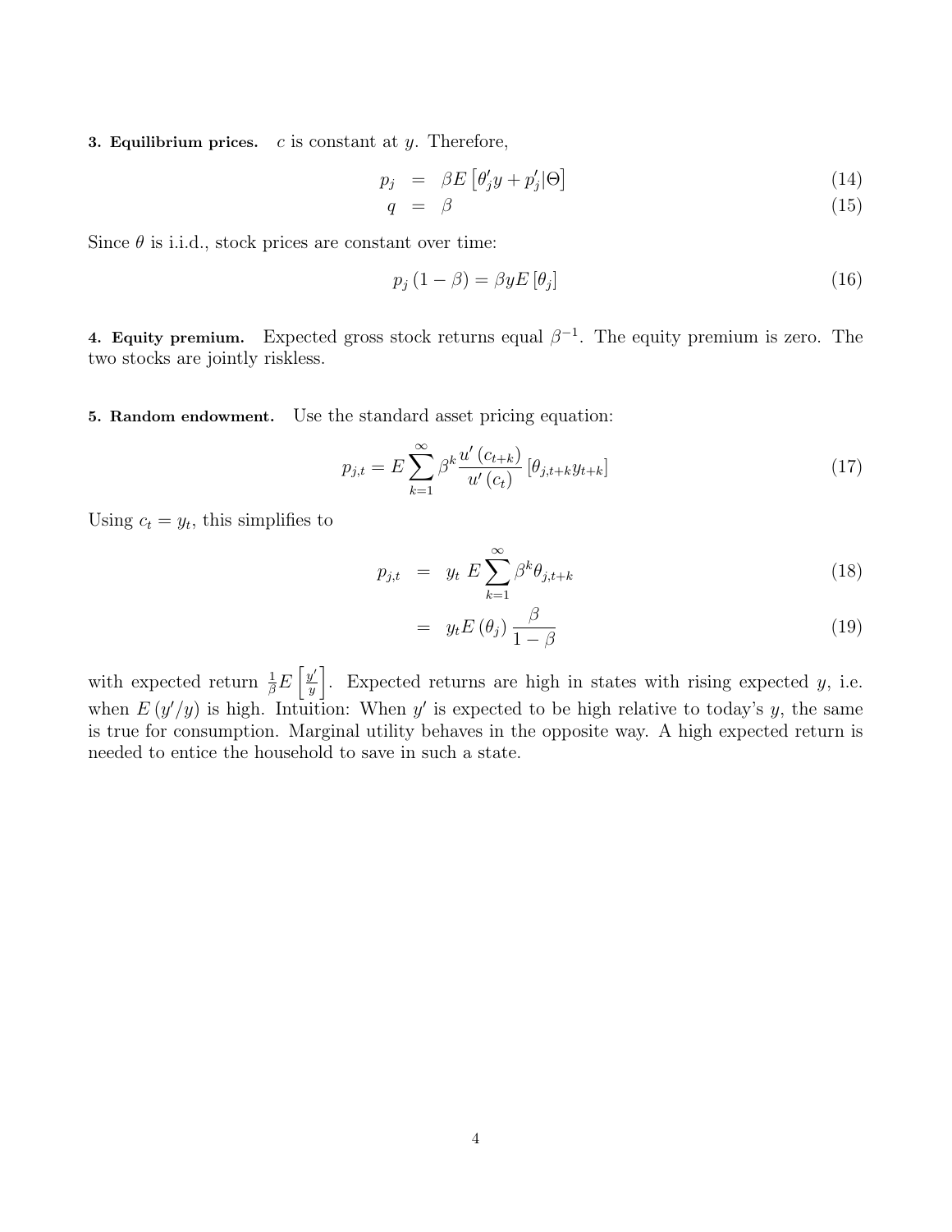**3. Equilibrium prices.** $c$ is constant at $y$. Therefore,

$$p_j = \beta E\left[\theta_j' y + p_j' | \Theta\right] \tag{14}$$

$$q = \beta \tag{15}$$

Since $\theta$ is i.i.d., stock prices are constant over time:

$$p_j (1 - \beta) = \beta y E[\theta_j] \tag{16}$$

**4. Equity premium.** Expected gross stock returns equal $\beta^{-1}$. The equity premium is zero. The two stocks are jointly riskless.

**5. Random endowment.** Use the standard asset pricing equation:

$$p_{j,t} = E \sum_{k=1}^{\infty} \beta^k \frac{u'(c_{t+k})}{u'(c_t)} \left[\theta_{j,t+k} y_{t+k}\right] \tag{17}$$

Using $c_t = y_t$, this simplifies to

$$p_{j,t} = y_t \; E \sum_{k=1}^{\infty} \beta^k \theta_{j,t+k} \tag{18}$$

$$= y_t E(\theta_j) \frac{\beta}{1 - \beta} \tag{19}$$

with expected return $\frac{1}{\beta} E\left[\frac{y'}{y}\right]$. Expected returns are high in states with rising expected $y$, i.e. when $E(y'/y)$ is high. Intuition: When $y'$ is expected to be high relative to today's $y$, the same is true for consumption. Marginal utility behaves in the opposite way. A high expected return is needed to entice the household to save in such a state.